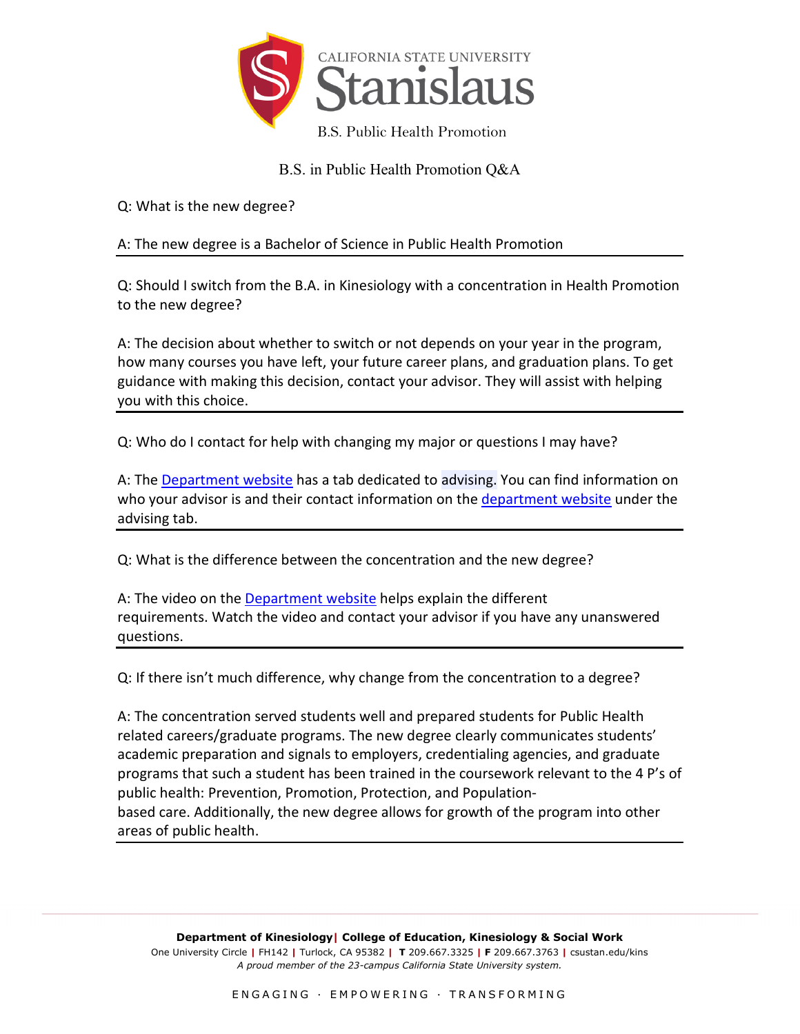California State University Stanislaus

B.S. Public Health Promotion

# B.S. in Public Health Promotion Q&A

Q: What is the new degree?

A: The new degree is a Bachelor of Science in Public Health Promotion

---

Q: Should I switch from the B.A. in Kinesiology with a concentration in Health Promotion to the new degree?

A: The decision about whether to switch or not depends on your year in the program, how many courses you have left, your future career plans, and graduation plans. To get guidance with making this decision, contact your advisor. They will assist with helping you with this choice.

---

Q: Who do I contact for help with changing my major or questions I may have?

A: The Department website has a tab dedicated to advising. You can find information on who your advisor is and their contact information on the department website under the advising tab.

---

Q: What is the difference between the concentration and the new degree?

A: The video on the Department website helps explain the different requirements. Watch the video and contact your advisor if you have any unanswered questions.

---

Q: If there isn't much difference, why change from the concentration to a degree?

A: The concentration served students well and prepared students for Public Health related careers/graduate programs. The new degree clearly communicates students' academic preparation and signals to employers, credentialing agencies, and graduate programs that such a student has been trained in the coursework relevant to the 4 P's of public health: Prevention, Promotion, Protection, and Population-based care. Additionally, the new degree allows for growth of the program into other areas of public health.

---

**Department of Kinesiology | College of Education, Kinesiology & Social Work**
One University Circle | FH142 | Turlock, CA 95382 | **T** 209.667.3325 | **F** 209.667.3763 | csustan.edu/kins
*A proud member of the 23-campus California State University system.*

ENGAGING · EMPOWERING · TRANSFORMING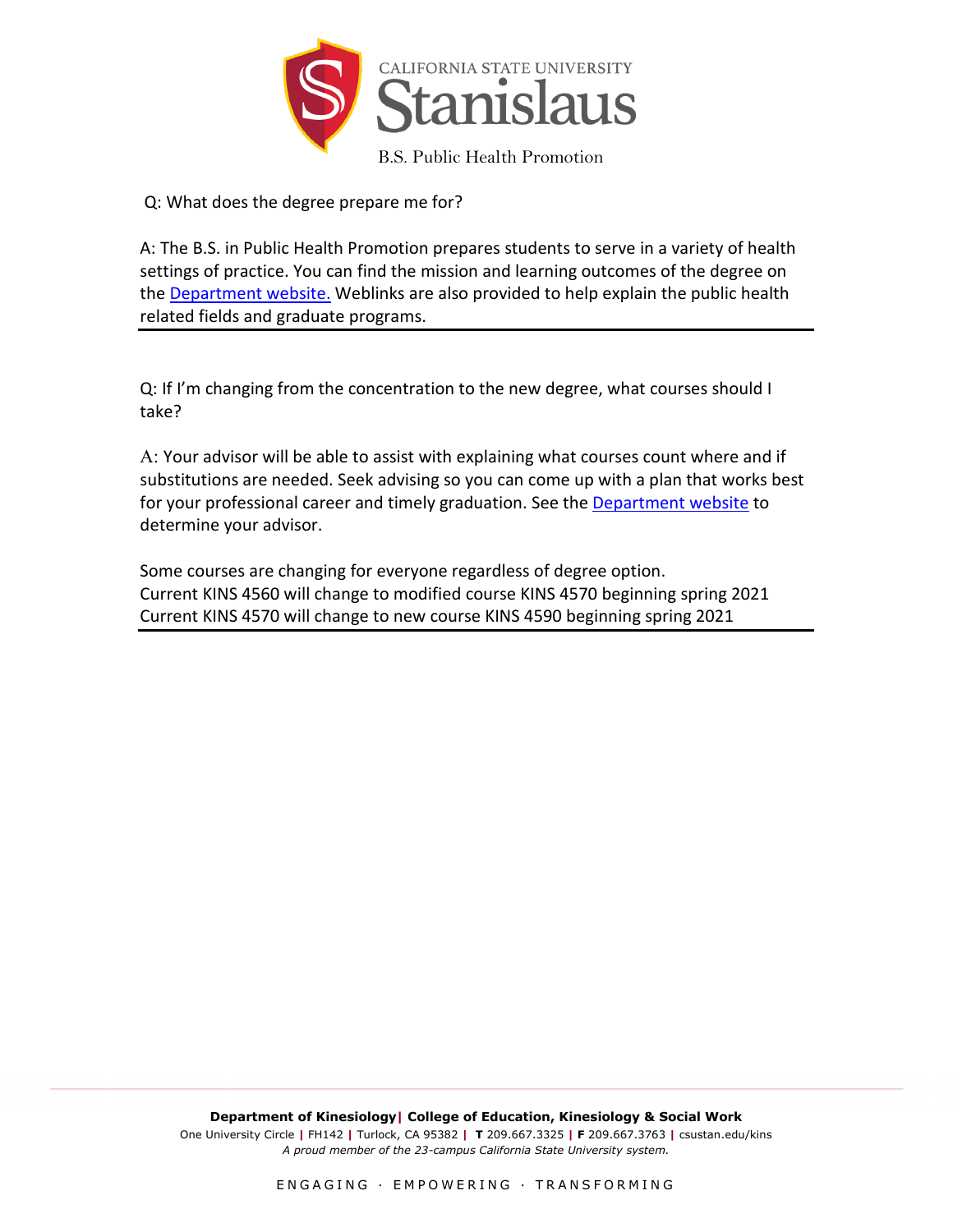B.S. Public Health Promotion

Q: What does the degree prepare me for?

A: The B.S. in Public Health Promotion prepares students to serve in a variety of health settings of practice. You can find the mission and learning outcomes of the degree on the Department website. Weblinks are also provided to help explain the public health related fields and graduate programs.

---

Q: If I'm changing from the concentration to the new degree, what courses should I take?

A: Your advisor will be able to assist with explaining what courses count where and if substitutions are needed. Seek advising so you can come up with a plan that works best for your professional career and timely graduation. See the Department website to determine your advisor.

Some courses are changing for everyone regardless of degree option.
Current KINS 4560 will change to modified course KINS 4570 beginning spring 2021
Current KINS 4570 will change to new course KINS 4590 beginning spring 2021

---

**Department of Kinesiology | College of Education, Kinesiology & Social Work**
One University Circle | FH142 | Turlock, CA 95382 | **T** 209.667.3325 | **F** 209.667.3763 | csustan.edu/kins
*A proud member of the 23-campus California State University system.*

ENGAGING · EMPOWERING · TRANSFORMING